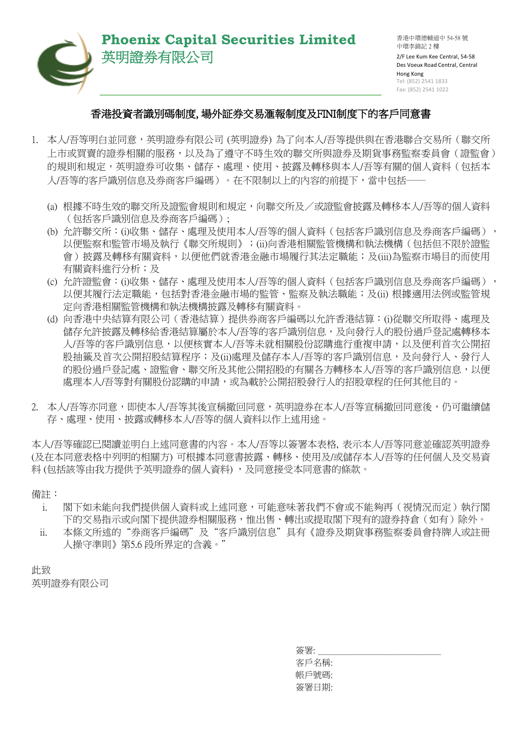**Phoenix Capital Securities Limited**
**英明證券有限公司**

香港中環德輔道中 54-58 號
中環李錦記 2 樓
2/F Lee Kum Kee Central, 54-58
Des Voeux Road Central, Central
Hong Kong
Tel: (852) 2541 1833
Fax: (852) 2541 1022

## 香港投資者識別碼制度, 場外証券交易滙報制度及FINI制度下的客戶同意書

1. 本人/吾等明白並同意，英明證券有限公司 (英明證券) 為了向本人/吾等提供與在香港聯合交易所（聯交所上市或買賣的證券相關的服務，以及為了遵守不時生效的聯交所與證券及期貨事務監察委員會（證監會）的規則和規定，英明證券可收集、儲存、處理、使用、披露及轉移與本人/吾等有關的個人資料（包括本人/吾等的客戶識別信息及券商客戶編碼）。在不限制以上的內容的前提下，當中包括——

   (a) 根據不時生效的聯交所及證監會規則和規定，向聯交所及／或證監會披露及轉移本人/吾等的個人資料（包括客戶識別信息及券商客戶編碼）；
   
   (b) 允許聯交所：(i)收集、儲存、處理及使用本人/吾等的個人資料（包括客戶識別信息及券商客戶編碼），以便監察和監管市場及執行《聯交所規則》；(ii)向香港相關監管機構和執法機構（包括但不限於證監會）披露及轉移有關資料，以便他們就香港金融市場履行其法定職能；及(iii)為監察市場目的而使用有關資料進行分析；及
   
   (c) 允許證監會：(i)收集、儲存、處理及使用本人/吾等的個人資料（包括客戶識別信息及券商客戶編碼），以便其履行法定職能，包括對香港金融市場的監管、監察及執法職能；及(ii) 根據適用法例或監管規定向香港相關監管機構和執法機構披露及轉移有關資料。
   
   (d) 向香港中央結算有限公司（香港結算）提供券商客戶編碼以允許香港結算：(i)從聯交所取得、處理及儲存允許披露及轉移給香港結算屬於本人/吾等的客戶識別信息，及向發行人的股份過戶登記處轉移本人/吾等的客戶識別信息，以便核實本人/吾等未就相關股份認購進行重複申請，以及便利首次公開招股抽籤及首次公開招股結算程序；及(ii)處理及儲存本人/吾等的客戶識別信息，及向發行人、發行人的股份過戶登記處、證監會、聯交所及其他公開招股的有關各方轉移本人/吾等的客戶識別信息，以便處理本人/吾等對有關股份認購的申請，或為載於公開招股發行人的招股章程的任何其他目的。

2. 本人/吾等亦同意，即使本人/吾等其後宣稱撤回同意，英明證券在本人/吾等宣稱撤回同意後，仍可繼續儲存、處理、使用、披露或轉移本人/吾等的個人資料以作上述用途。

本人/吾等確認已閱讀並明白上述同意書的內容。本人/吾等以簽署本表格, 表示本人/吾等同意並確認英明證券 (及在本同意表格中列明的相關方) 可根據本同意書披露、轉移、使用及/或儲存本人/吾等的任何個人及交易資料 (包括該等由我方提供予英明證券的個人資料) ，及同意接受本同意書的條款。

備註：

i. 閣下如未能向我們提供個人資料或上述同意，可能意味著我們不會或不能夠再（視情況而定）執行閣下的交易指示或向閣下提供證券相關服務，惟出售、轉出或提取閣下現有的證券持倉（如有）除外。

ii. 本條文所述的"券商客戶編碼"及"客戶識別信息"具有《證券及期貨事務監察委員會持牌人或註冊人操守準則》第5.6 段所界定的含義。"

此致
英明證券有限公司

簽署: ____________________________
客戶名稱:
帳戶號碼:
簽署日期: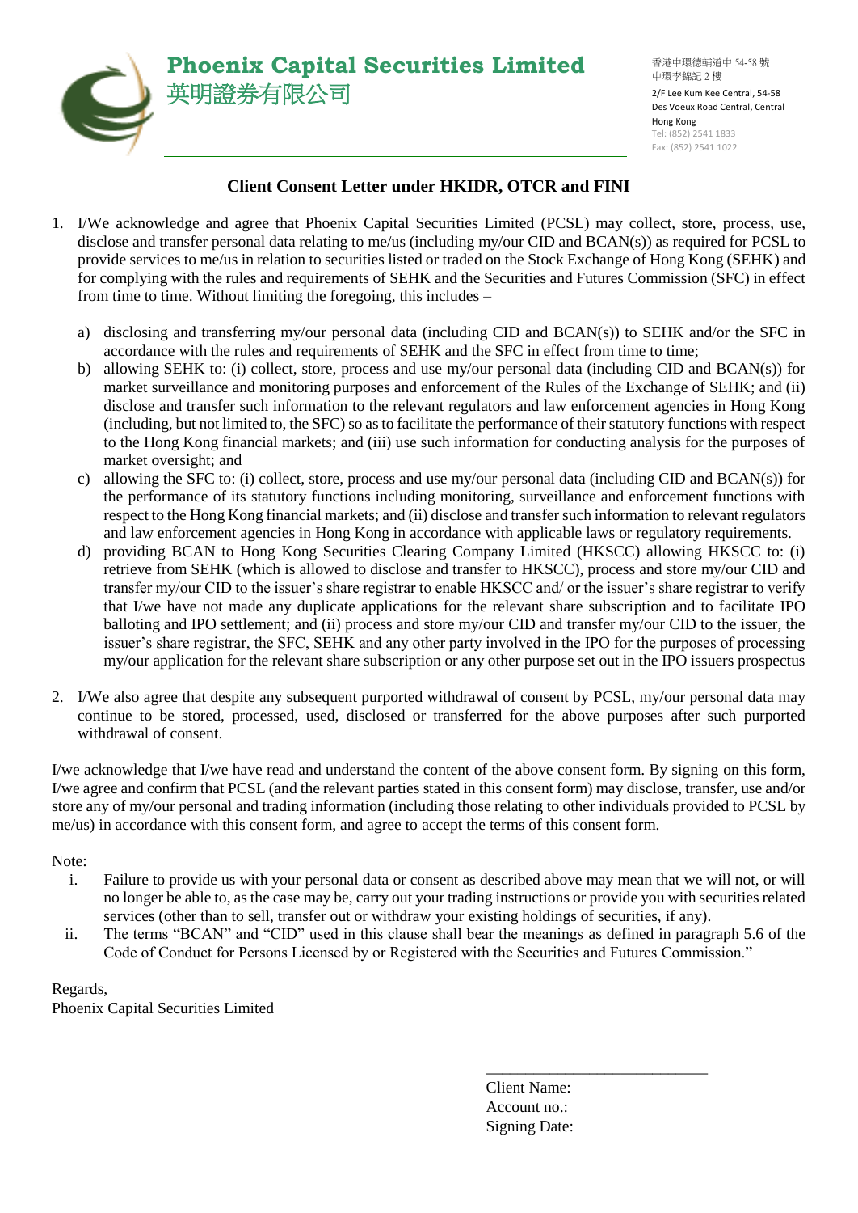**Phoenix Capital Securities Limited**
**英明證券有限公司**

香港中環德輔道中 54-58 號
中環李錦記 2 樓
2/F Lee Kum Kee Central, 54-58
Des Voeux Road Central, Central
Hong Kong
Tel: (852) 2541 1833
Fax: (852) 2541 1022

## Client Consent Letter under HKIDR, OTCR and FINI

1. I/We acknowledge and agree that Phoenix Capital Securities Limited (PCSL) may collect, store, process, use, disclose and transfer personal data relating to me/us (including my/our CID and BCAN(s)) as required for PCSL to provide services to me/us in relation to securities listed or traded on the Stock Exchange of Hong Kong (SEHK) and for complying with the rules and requirements of SEHK and the Securities and Futures Commission (SFC) in effect from time to time. Without limiting the foregoing, this includes –

   a) disclosing and transferring my/our personal data (including CID and BCAN(s)) to SEHK and/or the SFC in accordance with the rules and requirements of SEHK and the SFC in effect from time to time;
   b) allowing SEHK to: (i) collect, store, process and use my/our personal data (including CID and BCAN(s)) for market surveillance and monitoring purposes and enforcement of the Rules of the Exchange of SEHK; and (ii) disclose and transfer such information to the relevant regulators and law enforcement agencies in Hong Kong (including, but not limited to, the SFC) so as to facilitate the performance of their statutory functions with respect to the Hong Kong financial markets; and (iii) use such information for conducting analysis for the purposes of market oversight; and
   c) allowing the SFC to: (i) collect, store, process and use my/our personal data (including CID and BCAN(s)) for the performance of its statutory functions including monitoring, surveillance and enforcement functions with respect to the Hong Kong financial markets; and (ii) disclose and transfer such information to relevant regulators and law enforcement agencies in Hong Kong in accordance with applicable laws or regulatory requirements.
   d) providing BCAN to Hong Kong Securities Clearing Company Limited (HKSCC) allowing HKSCC to: (i) retrieve from SEHK (which is allowed to disclose and transfer to HKSCC), process and store my/our CID and transfer my/our CID to the issuer's share registrar to enable HKSCC and/ or the issuer's share registrar to verify that I/we have not made any duplicate applications for the relevant share subscription and to facilitate IPO balloting and IPO settlement; and (ii) process and store my/our CID and transfer my/our CID to the issuer, the issuer's share registrar, the SFC, SEHK and any other party involved in the IPO for the purposes of processing my/our application for the relevant share subscription or any other purpose set out in the IPO issuers prospectus

2. I/We also agree that despite any subsequent purported withdrawal of consent by PCSL, my/our personal data may continue to be stored, processed, used, disclosed or transferred for the above purposes after such purported withdrawal of consent.

I/we acknowledge that I/we have read and understand the content of the above consent form. By signing on this form, I/we agree and confirm that PCSL (and the relevant parties stated in this consent form) may disclose, transfer, use and/or store any of my/our personal and trading information (including those relating to other individuals provided to PCSL by me/us) in accordance with this consent form, and agree to accept the terms of this consent form.

Note:

i. Failure to provide us with your personal data or consent as described above may mean that we will not, or will no longer be able to, as the case may be, carry out your trading instructions or provide you with securities related services (other than to sell, transfer out or withdraw your existing holdings of securities, if any).
ii. The terms "BCAN" and "CID" used in this clause shall bear the meanings as defined in paragraph 5.6 of the Code of Conduct for Persons Licensed by or Registered with the Securities and Futures Commission."

Regards,
Phoenix Capital Securities Limited

\_\_\_\_\_\_\_\_\_\_\_\_\_\_\_\_\_\_\_\_\_\_\_\_\_\_\_\_\_\_
Client Name:
Account no.:
Signing Date: